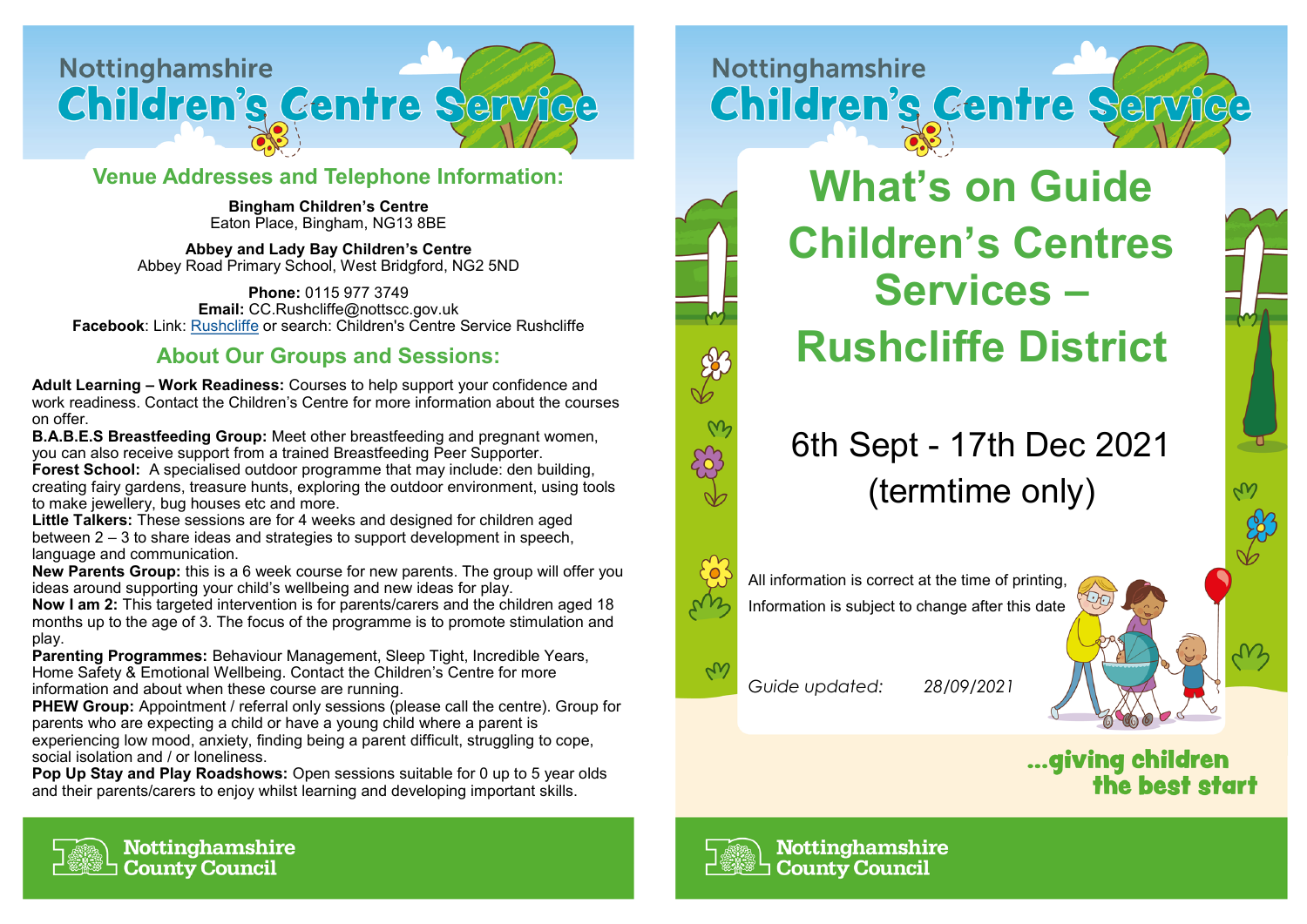# Nottinghamshire Children's Centre Service

## Venue Addresses and Telephone Information:

**Bingham Children's Centre**
Eaton Place, Bingham, NG13 8BE

**Abbey and Lady Bay Children's Centre**
Abbey Road Primary School, West Bridgford, NG2 5ND

**Phone:** 0115 977 3749
**Email:** CC.Rushcliffe@nottscc.gov.uk
**Facebook**: Link: Rushcliffe or search: Children's Centre Service Rushcliffe

## About Our Groups and Sessions:

**Adult Learning – Work Readiness:** Courses to help support your confidence and work readiness. Contact the Children's Centre for more information about the courses on offer.

**B.A.B.E.S Breastfeeding Group:** Meet other breastfeeding and pregnant women, you can also receive support from a trained Breastfeeding Peer Supporter.

**Forest School:** A specialised outdoor programme that may include: den building, creating fairy gardens, treasure hunts, exploring the outdoor environment, using tools to make jewellery, bug houses etc and more.

**Little Talkers:** These sessions are for 4 weeks and designed for children aged between 2 – 3 to share ideas and strategies to support development in speech, language and communication.

**New Parents Group:** this is a 6 week course for new parents. The group will offer you ideas around supporting your child's wellbeing and new ideas for play.

**Now I am 2:** This targeted intervention is for parents/carers and the children aged 18 months up to the age of 3. The focus of the programme is to promote stimulation and play.

**Parenting Programmes:** Behaviour Management, Sleep Tight, Incredible Years, Home Safety & Emotional Wellbeing. Contact the Children's Centre for more information and about when these course are running.

**PHEW Group:** Appointment / referral only sessions (please call the centre). Group for parents who are expecting a child or have a young child where a parent is experiencing low mood, anxiety, finding being a parent difficult, struggling to cope, social isolation and / or loneliness.

**Pop Up Stay and Play Roadshows:** Open sessions suitable for 0 up to 5 year olds and their parents/carers to enjoy whilst learning and developing important skills.

Nottinghamshire County Council

# Nottinghamshire Children's Centre Service

# What's on Guide Children's Centres Services – Rushcliffe District

6th Sept - 17th Dec 2021
(termtime only)

All information is correct at the time of printing,
Information is subject to change after this date

*Guide updated: 28/09/2021*

...giving children the best start

Nottinghamshire County Council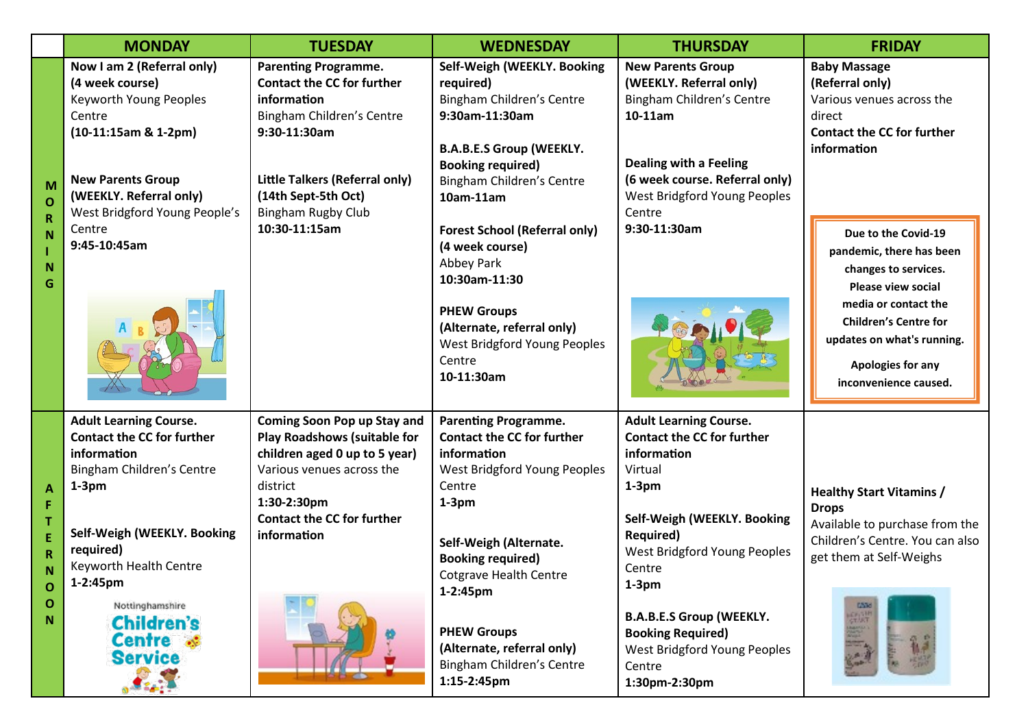| | MONDAY | TUESDAY | WEDNESDAY | THURSDAY | FRIDAY |
|---|---|---|---|---|---|
| MORNING | **Now I am 2 (Referral only) (4 week course)** Keyworth Young Peoples Centre **(10-11:15am & 1-2pm)** <br><br> **New Parents Group (WEEKLY. Referral only)** West Bridgford Young People's Centre **9:45-10:45am** | **Parenting Programme. Contact the CC for further information** Bingham Children's Centre **9:30-11:30am** <br><br> **Little Talkers (Referral only) (14th Sept-5th Oct)** Bingham Rugby Club **10:30-11:15am** | **Self-Weigh (WEEKLY. Booking required)** Bingham Children's Centre **9:30am-11:30am** <br><br> **B.A.B.E.S Group (WEEKLY. Booking required)** Bingham Children's Centre **10am-11am** <br><br> **Forest School (Referral only) (4 week course)** Abbey Park **10:30am-11:30** <br><br> **PHEW Groups (Alternate, referral only)** West Bridgford Young Peoples Centre **10-11:30am** | **New Parents Group (WEEKLY. Referral only)** Bingham Children's Centre **10-11am** <br><br> **Dealing with a Feeling (6 week course. Referral only)** West Bridgford Young Peoples Centre **9:30-11:30am** | **Baby Massage (Referral only)** Various venues across the direct **Contact the CC for further information** <br><br> **Due to the Covid-19 pandemic, there has been changes to services. Please view social media or contact the Children's Centre for updates on what's running.** **Apologies for any inconvenience caused.** |
| AFTERNOON | **Adult Learning Course. Contact the CC for further information** Bingham Children's Centre **1-3pm** <br><br> **Self-Weigh (WEEKLY. Booking required)** Keyworth Health Centre **1-2:45pm** <br><br> Nottinghamshire Children's Centre Service | **Coming Soon Pop up Stay and Play Roadshows (suitable for children aged 0 up to 5 year)** Various venues across the district **1:30-2:30pm** **Contact the CC for further information** | **Parenting Programme. Contact the CC for further information** West Bridgford Young Peoples Centre **1-3pm** <br><br> **Self-Weigh (Alternate. Booking required)** Cotgrave Health Centre **1-2:45pm** <br><br> **PHEW Groups (Alternate, referral only)** Bingham Children's Centre **1:15-2:45pm** | **Adult Learning Course. Contact the CC for further information** Virtual **1-3pm** <br><br> **Self-Weigh (WEEKLY. Booking Required)** West Bridgford Young Peoples Centre **1-3pm** <br><br> **B.A.B.E.S Group (WEEKLY. Booking Required)** West Bridgford Young Peoples Centre **1:30pm-2:30pm** | **Healthy Start Vitamins / Drops** Available to purchase from the Children's Centre. You can also get them at Self-Weighs |